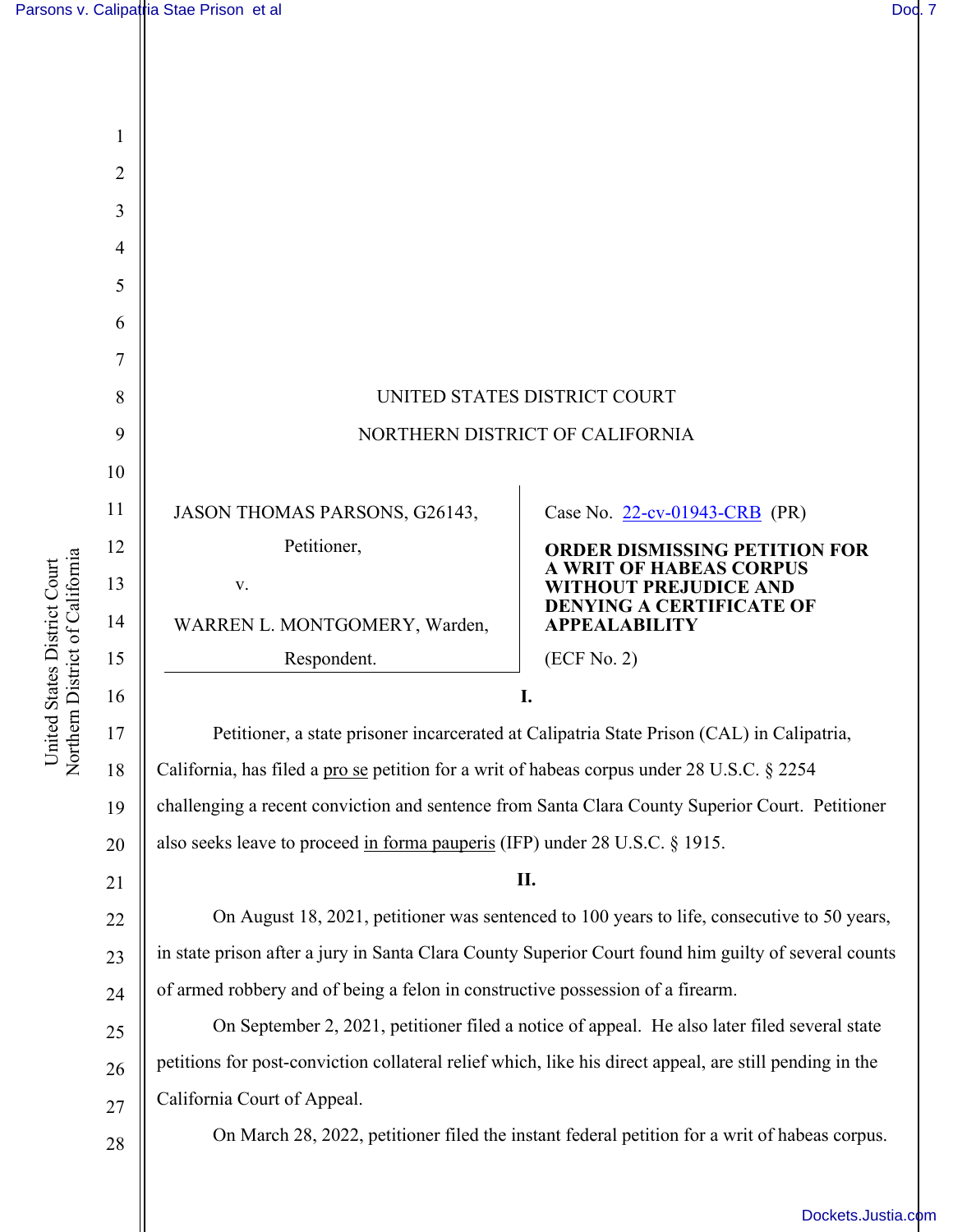UNITED STATES DISTRICT COURT

NORTHERN DISTRICT OF CALIFORNIA

JASON THOMAS PARSONS, G26143,

Petitioner,

v.

WARREN L. MONTGOMERY, Warden,

Respondent.

Case No. 22-cv-01943-CRB (PR)

**ORDER DISMISSING PETITION FOR A WRIT OF HABEAS CORPUS WITHOUT PREJUDICE AND DENYING A CERTIFICATE OF APPEALABILITY**

(ECF No. 2)

**I.**

Petitioner, a state prisoner incarcerated at Calipatria State Prison (CAL) in Calipatria, California, has filed a pro se petition for a writ of habeas corpus under 28 U.S.C. § 2254 challenging a recent conviction and sentence from Santa Clara County Superior Court. Petitioner also seeks leave to proceed in forma pauperis (IFP) under 28 U.S.C. § 1915.

**II.**

On August 18, 2021, petitioner was sentenced to 100 years to life, consecutive to 50 years, in state prison after a jury in Santa Clara County Superior Court found him guilty of several counts of armed robbery and of being a felon in constructive possession of a firearm.

On September 2, 2021, petitioner filed a notice of appeal. He also later filed several state petitions for post-conviction collateral relief which, like his direct appeal, are still pending in the California Court of Appeal.

On March 28, 2022, petitioner filed the instant federal petition for a writ of habeas corpus.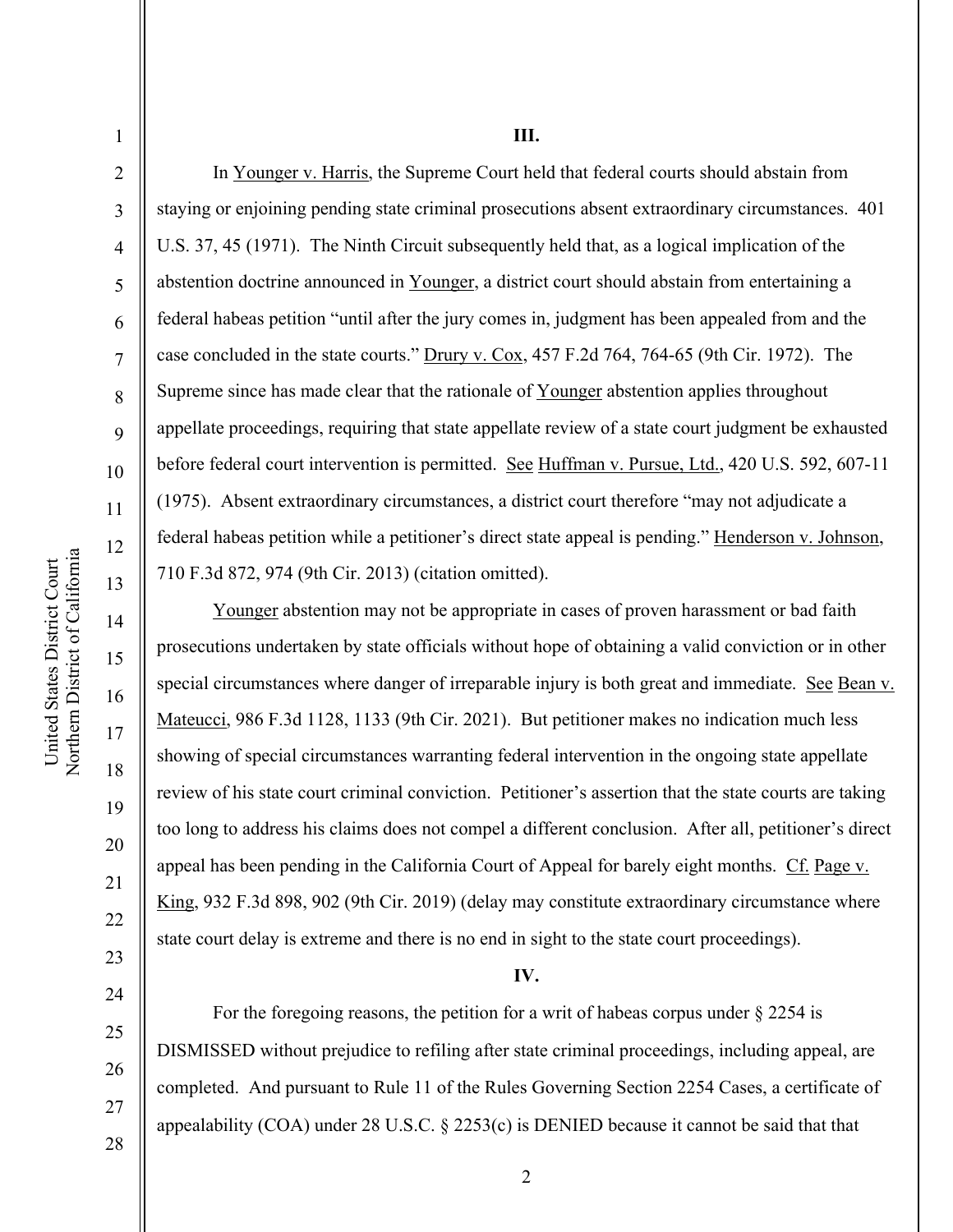## III.

In Younger v. Harris, the Supreme Court held that federal courts should abstain from staying or enjoining pending state criminal prosecutions absent extraordinary circumstances. 401 U.S. 37, 45 (1971). The Ninth Circuit subsequently held that, as a logical implication of the abstention doctrine announced in Younger, a district court should abstain from entertaining a federal habeas petition "until after the jury comes in, judgment has been appealed from and the case concluded in the state courts." Drury v. Cox, 457 F.2d 764, 764-65 (9th Cir. 1972). The Supreme since has made clear that the rationale of Younger abstention applies throughout appellate proceedings, requiring that state appellate review of a state court judgment be exhausted before federal court intervention is permitted. See Huffman v. Pursue, Ltd., 420 U.S. 592, 607-11 (1975). Absent extraordinary circumstances, a district court therefore "may not adjudicate a federal habeas petition while a petitioner's direct state appeal is pending." Henderson v. Johnson, 710 F.3d 872, 974 (9th Cir. 2013) (citation omitted).

Younger abstention may not be appropriate in cases of proven harassment or bad faith prosecutions undertaken by state officials without hope of obtaining a valid conviction or in other special circumstances where danger of irreparable injury is both great and immediate. See Bean v. Mateucci, 986 F.3d 1128, 1133 (9th Cir. 2021). But petitioner makes no indication much less showing of special circumstances warranting federal intervention in the ongoing state appellate review of his state court criminal conviction. Petitioner's assertion that the state courts are taking too long to address his claims does not compel a different conclusion. After all, petitioner's direct appeal has been pending in the California Court of Appeal for barely eight months. Cf. Page v. King, 932 F.3d 898, 902 (9th Cir. 2019) (delay may constitute extraordinary circumstance where state court delay is extreme and there is no end in sight to the state court proceedings).

## IV.

For the foregoing reasons, the petition for a writ of habeas corpus under § 2254 is DISMISSED without prejudice to refiling after state criminal proceedings, including appeal, are completed. And pursuant to Rule 11 of the Rules Governing Section 2254 Cases, a certificate of appealability (COA) under 28 U.S.C. § 2253(c) is DENIED because it cannot be said that that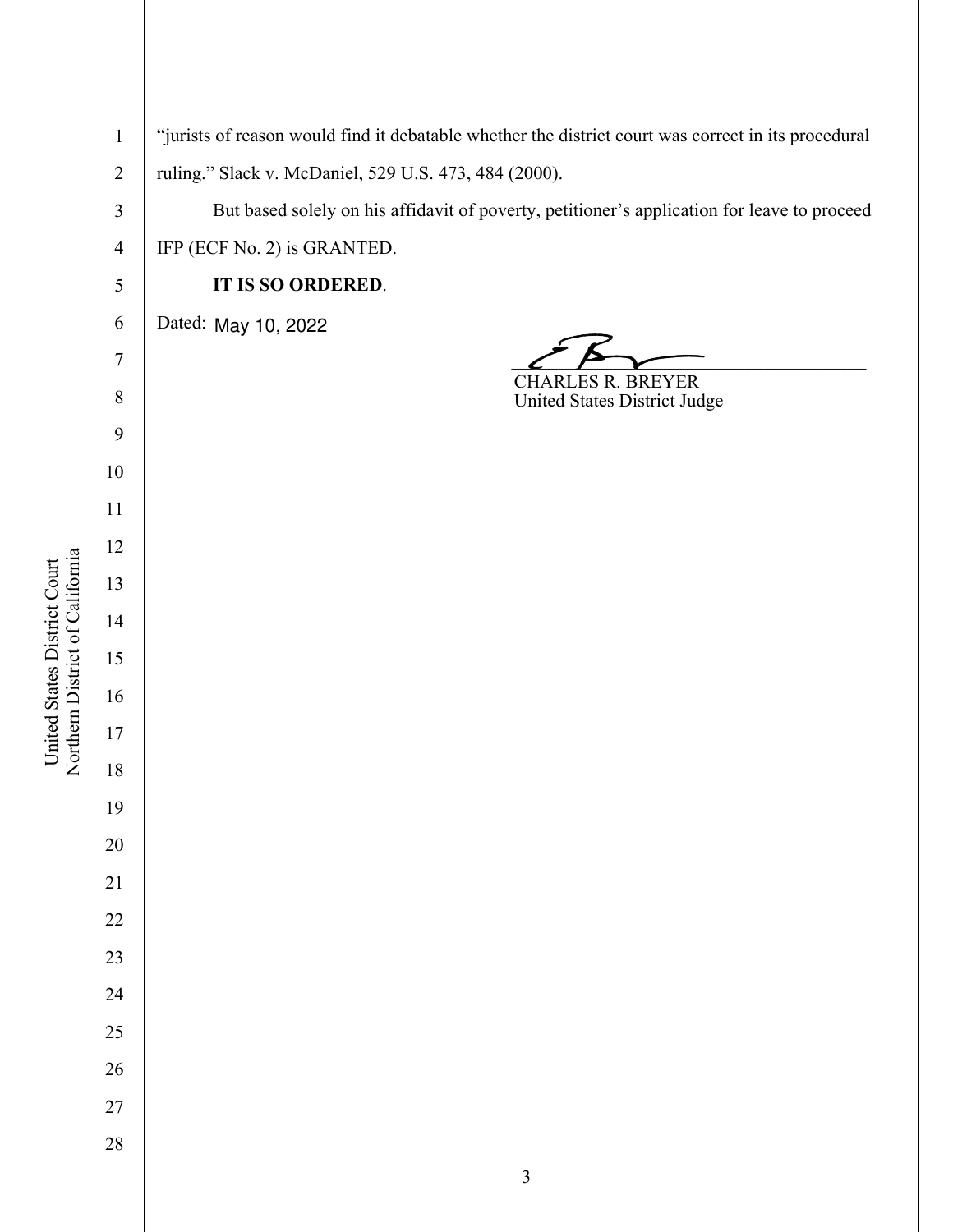"jurists of reason would find it debatable whether the district court was correct in its procedural ruling." Slack v. McDaniel, 529 U.S. 473, 484 (2000).

But based solely on his affidavit of poverty, petitioner's application for leave to proceed IFP (ECF No. 2) is GRANTED.

**IT IS SO ORDERED**.

Dated: May 10, 2022

CHARLES R. BREYER
United States District Judge